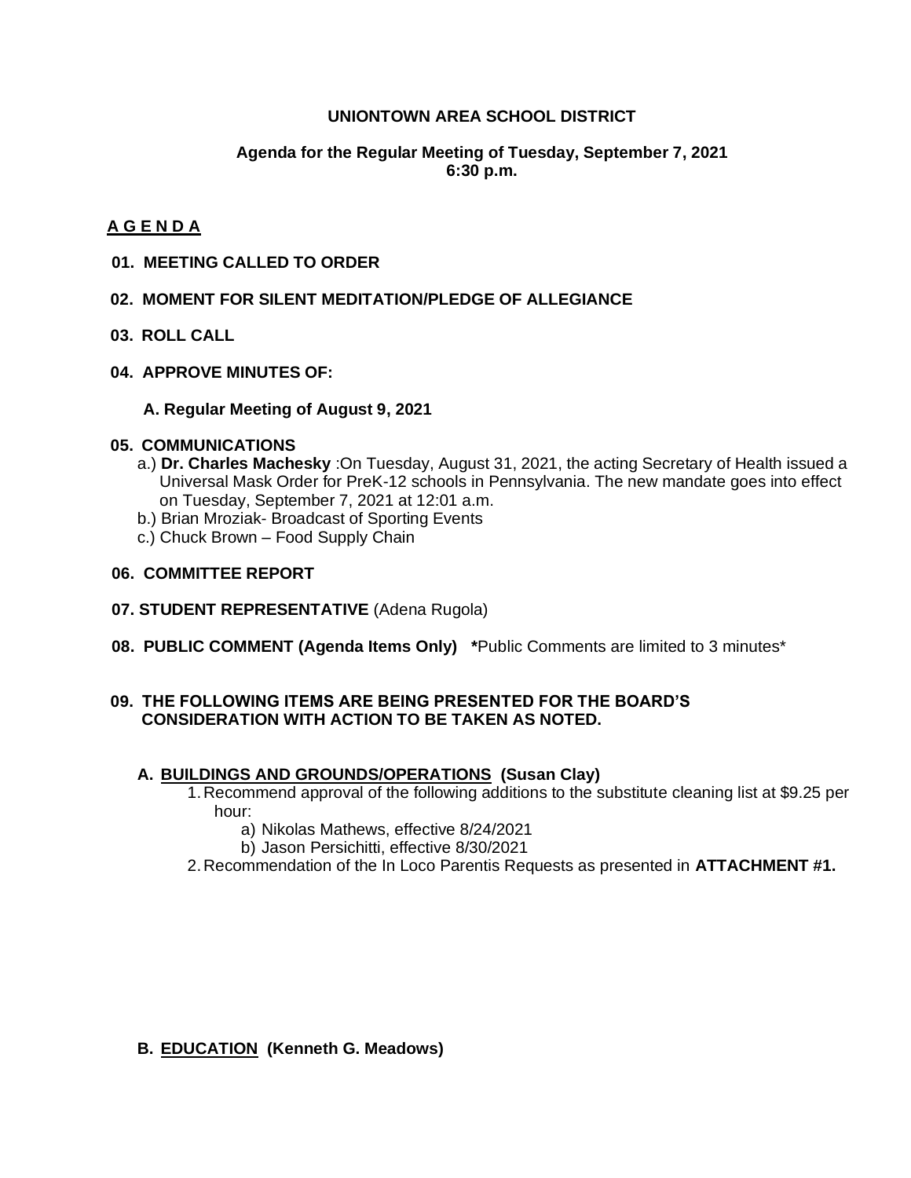**UNIONTOWN AREA SCHOOL DISTRICT**

**Agenda for the Regular Meeting of Tuesday, September 7, 2021**
**6:30 p.m.**

## A G E N D A

**01. MEETING CALLED TO ORDER**

**02. MOMENT FOR SILENT MEDITATION/PLEDGE OF ALLEGIANCE**

**03. ROLL CALL**

**04. APPROVE MINUTES OF:**

**A. Regular Meeting of August 9, 2021**

**05. COMMUNICATIONS**

a.) **Dr. Charles Machesky** :On Tuesday, August 31, 2021, the acting Secretary of Health issued a Universal Mask Order for PreK-12 schools in Pennsylvania. The new mandate goes into effect on Tuesday, September 7, 2021 at 12:01 a.m.

b.) Brian Mroziak- Broadcast of Sporting Events

c.) Chuck Brown – Food Supply Chain

**06. COMMITTEE REPORT**

**07. STUDENT REPRESENTATIVE** (Adena Rugola)

**08. PUBLIC COMMENT (Agenda Items Only)** ***Public Comments are limited to 3 minutes***

**09. THE FOLLOWING ITEMS ARE BEING PRESENTED FOR THE BOARD'S CONSIDERATION WITH ACTION TO BE TAKEN AS NOTED.**

**A. BUILDINGS AND GROUNDS/OPERATIONS (Susan Clay)**

1. Recommend approval of the following additions to the substitute cleaning list at $9.25 per hour:
   a) Nikolas Mathews, effective 8/24/2021
   b) Jason Persichitti, effective 8/30/2021
2. Recommendation of the In Loco Parentis Requests as presented in **ATTACHMENT #1.**

**B. EDUCATION (Kenneth G. Meadows)**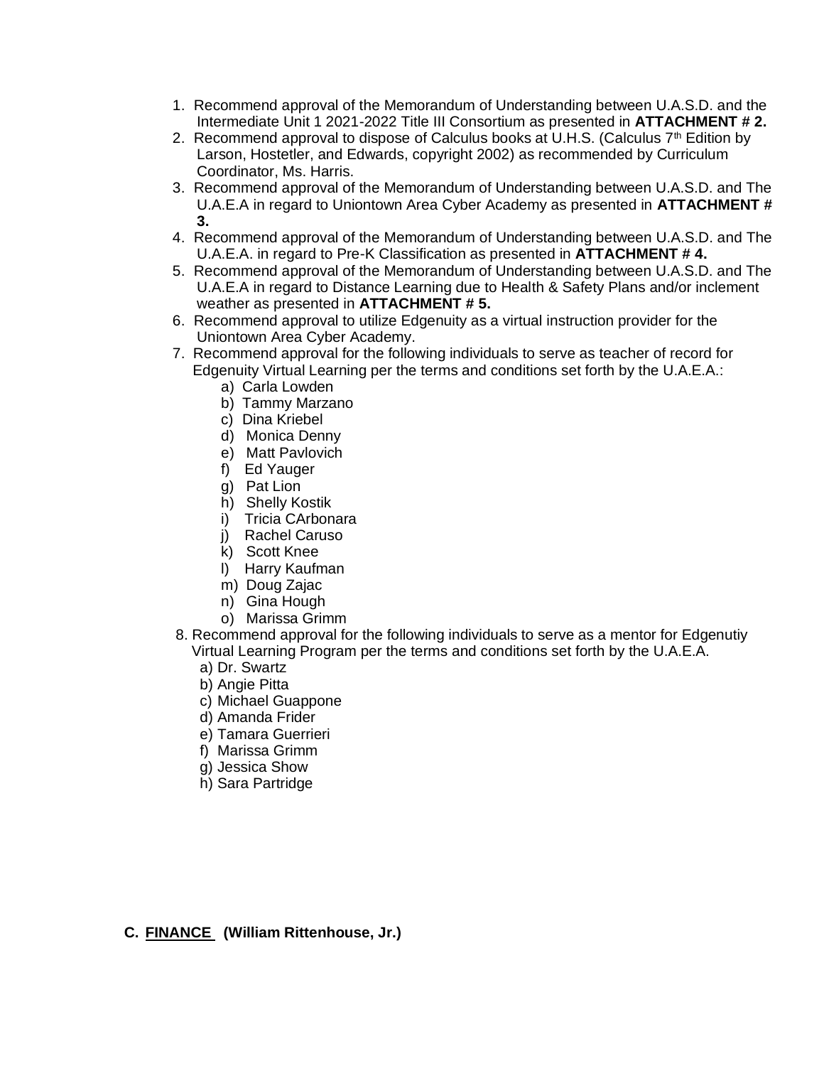1. Recommend approval of the Memorandum of Understanding between U.A.S.D. and the Intermediate Unit 1 2021-2022 Title III Consortium as presented in **ATTACHMENT # 2.**
2. Recommend approval to dispose of Calculus books at U.H.S. (Calculus 7th Edition by Larson, Hostetler, and Edwards, copyright 2002) as recommended by Curriculum Coordinator, Ms. Harris.
3. Recommend approval of the Memorandum of Understanding between U.A.S.D. and The U.A.E.A in regard to Uniontown Area Cyber Academy as presented in **ATTACHMENT # 3.**
4. Recommend approval of the Memorandum of Understanding between U.A.S.D. and The U.A.E.A. in regard to Pre-K Classification as presented in **ATTACHMENT # 4.**
5. Recommend approval of the Memorandum of Understanding between U.A.S.D. and The U.A.E.A in regard to Distance Learning due to Health & Safety Plans and/or inclement weather as presented in **ATTACHMENT # 5.**
6. Recommend approval to utilize Edgenuity as a virtual instruction provider for the Uniontown Area Cyber Academy.
7. Recommend approval for the following individuals to serve as teacher of record for Edgenuity Virtual Learning per the terms and conditions set forth by the U.A.E.A.:
   a) Carla Lowden
   b) Tammy Marzano
   c) Dina Kriebel
   d) Monica Denny
   e) Matt Pavlovich
   f) Ed Yauger
   g) Pat Lion
   h) Shelly Kostik
   i) Tricia CArbonara
   j) Rachel Caruso
   k) Scott Knee
   l) Harry Kaufman
   m) Doug Zajac
   n) Gina Hough
   o) Marissa Grimm
8. Recommend approval for the following individuals to serve as a mentor for Edgenutiy Virtual Learning Program per the terms and conditions set forth by the U.A.E.A.
   a) Dr. Swartz
   b) Angie Pitta
   c) Michael Guappone
   d) Amanda Frider
   e) Tamara Guerrieri
   f) Marissa Grimm
   g) Jessica Show
   h) Sara Partridge

**C. FINANCE (William Rittenhouse, Jr.)**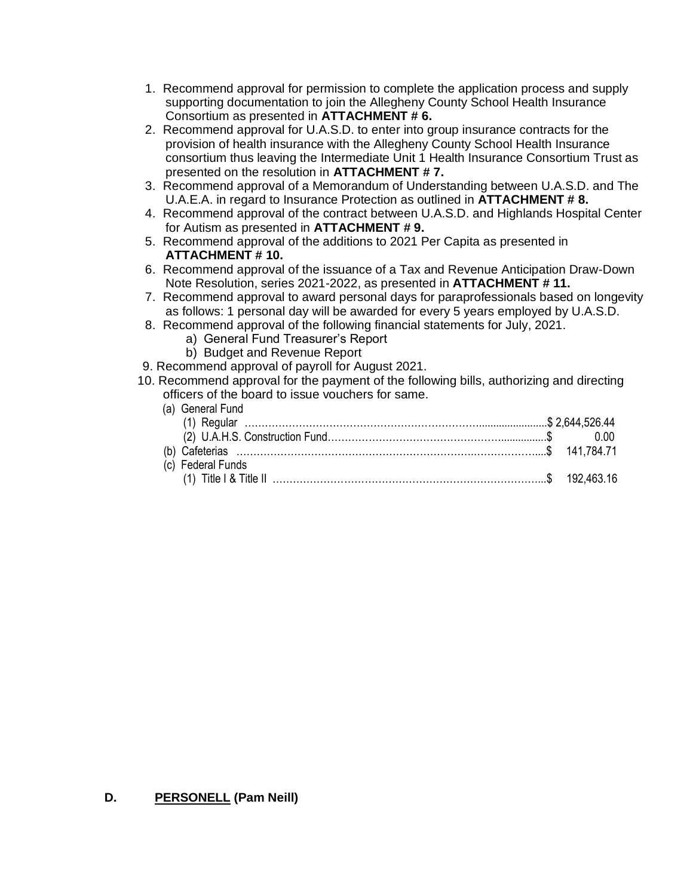1. Recommend approval for permission to complete the application process and supply supporting documentation to join the Allegheny County School Health Insurance Consortium as presented in **ATTACHMENT # 6.**
2. Recommend approval for U.A.S.D. to enter into group insurance contracts for the provision of health insurance with the Allegheny County School Health Insurance consortium thus leaving the Intermediate Unit 1 Health Insurance Consortium Trust as presented on the resolution in **ATTACHMENT # 7.**
3. Recommend approval of a Memorandum of Understanding between U.A.S.D. and The U.A.E.A. in regard to Insurance Protection as outlined in **ATTACHMENT # 8.**
4. Recommend approval of the contract between U.A.S.D. and Highlands Hospital Center for Autism as presented in **ATTACHMENT # 9.**
5. Recommend approval of the additions to 2021 Per Capita as presented in **ATTACHMENT # 10.**
6. Recommend approval of the issuance of a Tax and Revenue Anticipation Draw-Down Note Resolution, series 2021-2022, as presented in **ATTACHMENT # 11.**
7. Recommend approval to award personal days for paraprofessionals based on longevity as follows: 1 personal day will be awarded for every 5 years employed by U.A.S.D.
8. Recommend approval of the following financial statements for July, 2021.
   a) General Fund Treasurer's Report
   b) Budget and Revenue Report
9. Recommend approval of payroll for August 2021.
10. Recommend approval for the payment of the following bills, authorizing and directing officers of the board to issue vouchers for same.
    (a) General Fund
        (1) Regular ……………………………………………………………$ 2,644,526.44
        (2) U.A.H.S. Construction Fund……………………………………$ 0.00
    (b) Cafeterias ……………………………………………………………$ 141,784.71
    (c) Federal Funds
        (1) Title I & Title II ………………………………………………………$ 192,463.16

**D. <u>PERSONELL</u> (Pam Neill)**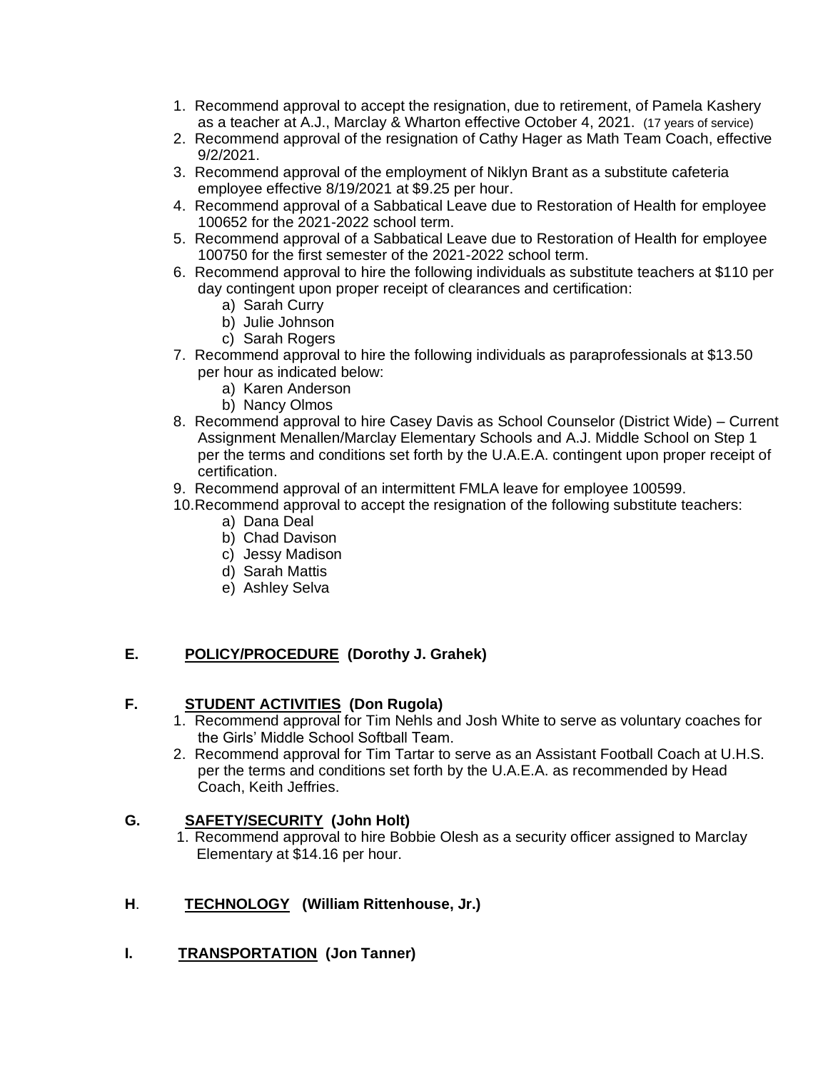1. Recommend approval to accept the resignation, due to retirement, of Pamela Kashery as a teacher at A.J., Marclay & Wharton effective October 4, 2021. (17 years of service)
2. Recommend approval of the resignation of Cathy Hager as Math Team Coach, effective 9/2/2021.
3. Recommend approval of the employment of Niklyn Brant as a substitute cafeteria employee effective 8/19/2021 at $9.25 per hour.
4. Recommend approval of a Sabbatical Leave due to Restoration of Health for employee 100652 for the 2021-2022 school term.
5. Recommend approval of a Sabbatical Leave due to Restoration of Health for employee 100750 for the first semester of the 2021-2022 school term.
6. Recommend approval to hire the following individuals as substitute teachers at $110 per day contingent upon proper receipt of clearances and certification:
   a) Sarah Curry
   b) Julie Johnson
   c) Sarah Rogers
7. Recommend approval to hire the following individuals as paraprofessionals at $13.50 per hour as indicated below:
   a) Karen Anderson
   b) Nancy Olmos
8. Recommend approval to hire Casey Davis as School Counselor (District Wide) – Current Assignment Menallen/Marclay Elementary Schools and A.J. Middle School on Step 1 per the terms and conditions set forth by the U.A.E.A. contingent upon proper receipt of certification.
9. Recommend approval of an intermittent FMLA leave for employee 100599.
10. Recommend approval to accept the resignation of the following substitute teachers:
    a) Dana Deal
    b) Chad Davison
    c) Jessy Madison
    d) Sarah Mattis
    e) Ashley Selva

**E. POLICY/PROCEDURE (Dorothy J. Grahek)**

**F. STUDENT ACTIVITIES (Don Rugola)**

1. Recommend approval for Tim Nehls and Josh White to serve as voluntary coaches for the Girls' Middle School Softball Team.
2. Recommend approval for Tim Tartar to serve as an Assistant Football Coach at U.H.S. per the terms and conditions set forth by the U.A.E.A. as recommended by Head Coach, Keith Jeffries.

**G. SAFETY/SECURITY (John Holt)**

1. Recommend approval to hire Bobbie Olesh as a security officer assigned to Marclay Elementary at $14.16 per hour.

**H. TECHNOLOGY (William Rittenhouse, Jr.)**

**I. TRANSPORTATION (Jon Tanner)**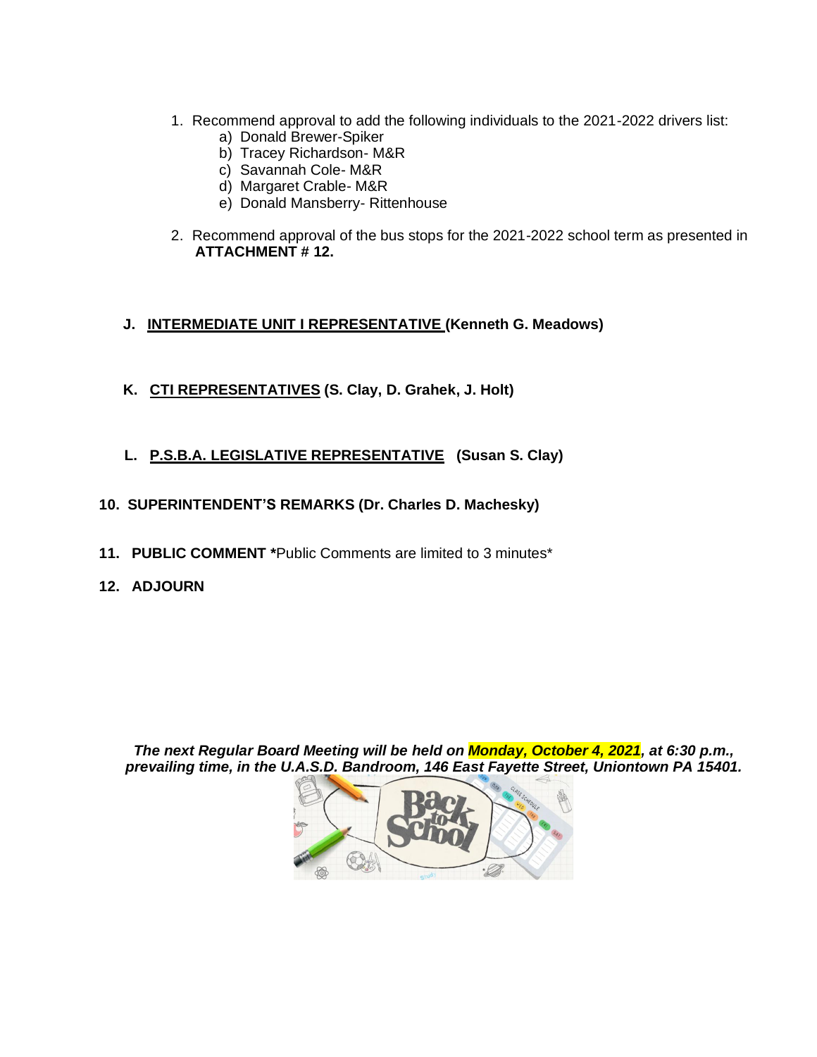1. Recommend approval to add the following individuals to the 2021-2022 drivers list:
   a) Donald Brewer-Spiker
   b) Tracey Richardson- M&R
   c) Savannah Cole- M&R
   d) Margaret Crable- M&R
   e) Donald Mansberry- Rittenhouse

2. Recommend approval of the bus stops for the 2021-2022 school term as presented in **ATTACHMENT # 12.**

**J. INTERMEDIATE UNIT I REPRESENTATIVE (Kenneth G. Meadows)**

**K. CTI REPRESENTATIVES (S. Clay, D. Grahek, J. Holt)**

**L. P.S.B.A. LEGISLATIVE REPRESENTATIVE (Susan S. Clay)**

**10. SUPERINTENDENT'S REMARKS (Dr. Charles D. Machesky)**

**11. PUBLIC COMMENT** *Public Comments are limited to 3 minutes*

**12. ADJOURN**

***The next Regular Board Meeting will be held on Monday, October 4, 2021, at 6:30 p.m., prevailing time, in the U.A.S.D. Bandroom, 146 East Fayette Street, Uniontown PA 15401.***